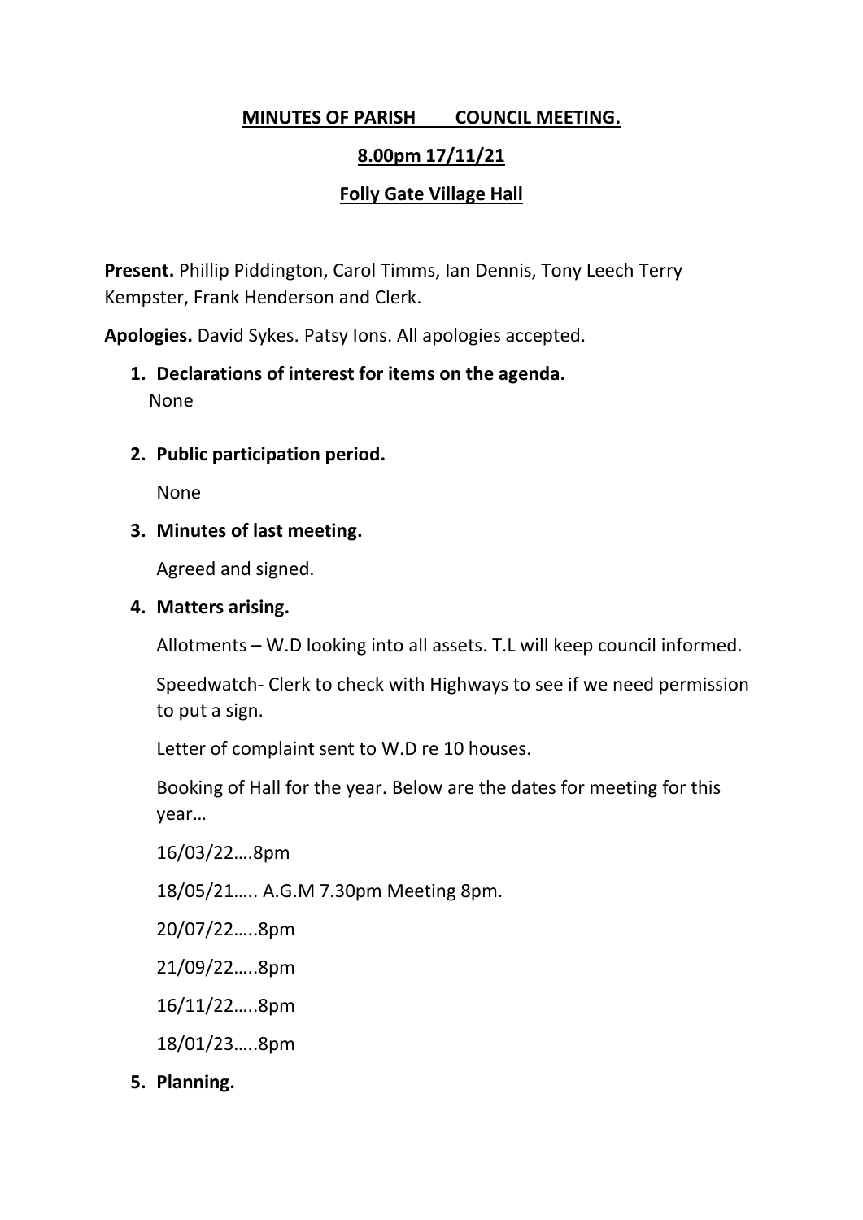# MINUTES OF PARISH COUNCIL MEETING.

## 8.00pm 17/11/21

## Folly Gate Village Hall

**Present.** Phillip Piddington, Carol Timms, Ian Dennis, Tony Leech Terry Kempster, Frank Henderson and Clerk.

**Apologies.** David Sykes. Patsy Ions. All apologies accepted.

1. **Declarations of interest for items on the agenda.**
   None

2. **Public participation period.**

   None

3. **Minutes of last meeting.**

   Agreed and signed.

4. **Matters arising.**

   Allotments – W.D looking into all assets. T.L will keep council informed.

   Speedwatch- Clerk to check with Highways to see if we need permission to put a sign.

   Letter of complaint sent to W.D re 10 houses.

   Booking of Hall for the year. Below are the dates for meeting for this year…

   16/03/22….8pm

   18/05/21….. A.G.M 7.30pm Meeting 8pm.

   20/07/22…..8pm

   21/09/22…..8pm

   16/11/22…..8pm

   18/01/23…..8pm

5. **Planning.**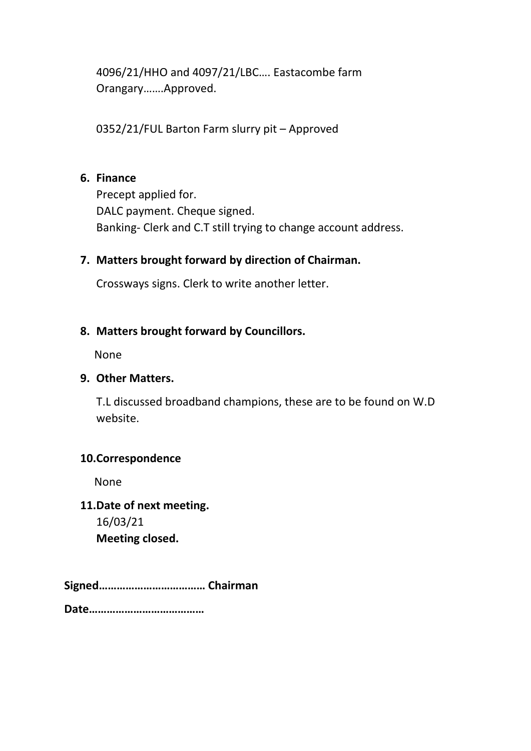4096/21/HHO and 4097/21/LBC…. Eastacombe farm Orangary…….Approved.

0352/21/FUL Barton Farm slurry pit – Approved

6. **Finance**

   Precept applied for.
   DALC payment. Cheque signed.
   Banking- Clerk and C.T still trying to change account address.

7. **Matters brought forward by direction of Chairman.**

   Crossways signs. Clerk to write another letter.

8. **Matters brought forward by Councillors.**

   None

9. **Other Matters.**

   T.L discussed broadband champions, these are to be found on W.D website.

10. **Correspondence**

    None

11. **Date of next meeting.**

    16/03/21
    **Meeting closed.**

**Signed……………………………… Chairman**

**Date……………………………….**